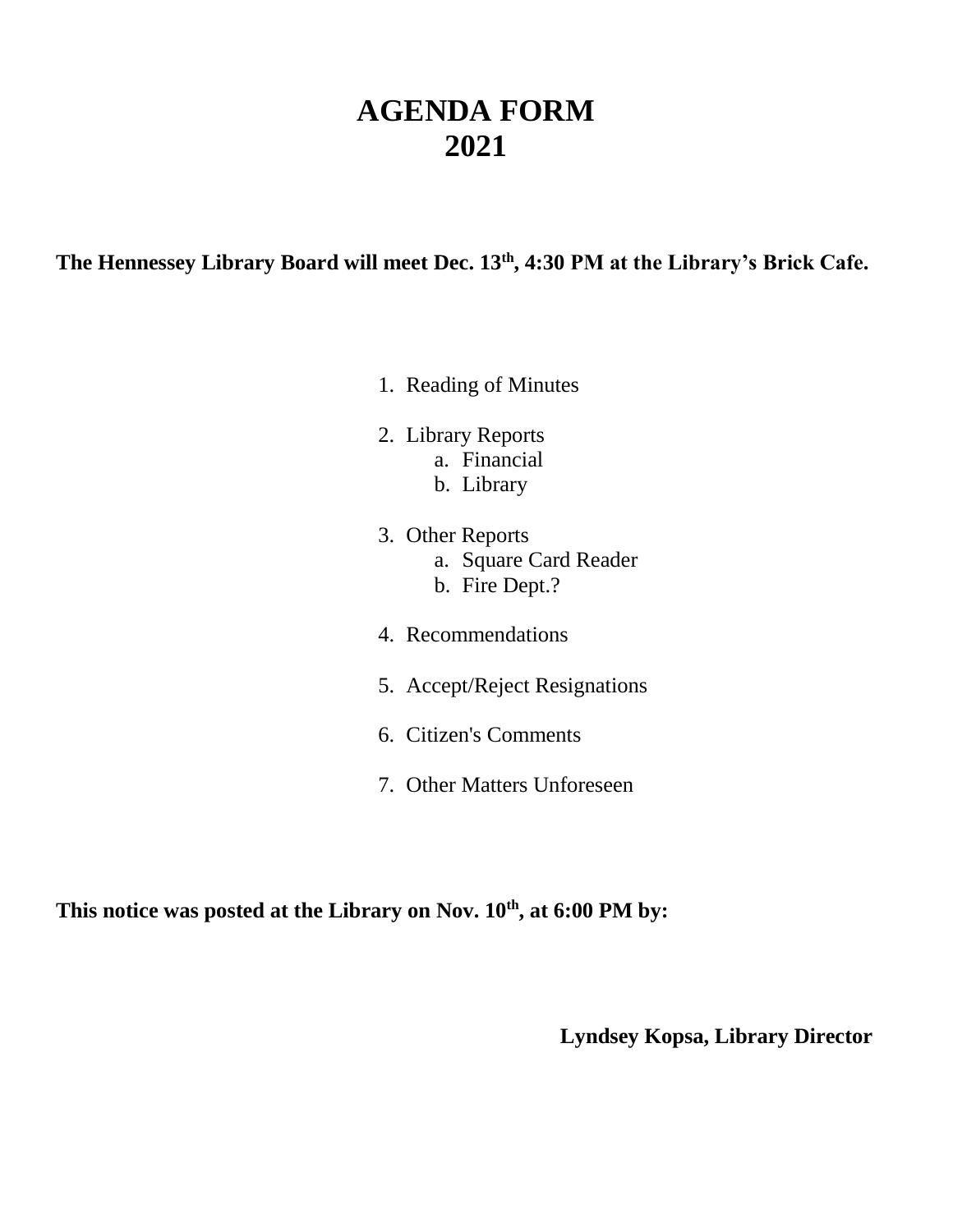# AGENDA FORM
# 2021

**The Hennessey Library Board will meet Dec. 13th, 4:30 PM at the Library's Brick Cafe.**

1. Reading of Minutes
2. Library Reports
   a. Financial
   b. Library
3. Other Reports
   a. Square Card Reader
   b. Fire Dept.?
4. Recommendations
5. Accept/Reject Resignations
6. Citizen's Comments
7. Other Matters Unforeseen

**This notice was posted at the Library on Nov. 10th, at 6:00 PM by:**

**Lyndsey Kopsa, Library Director**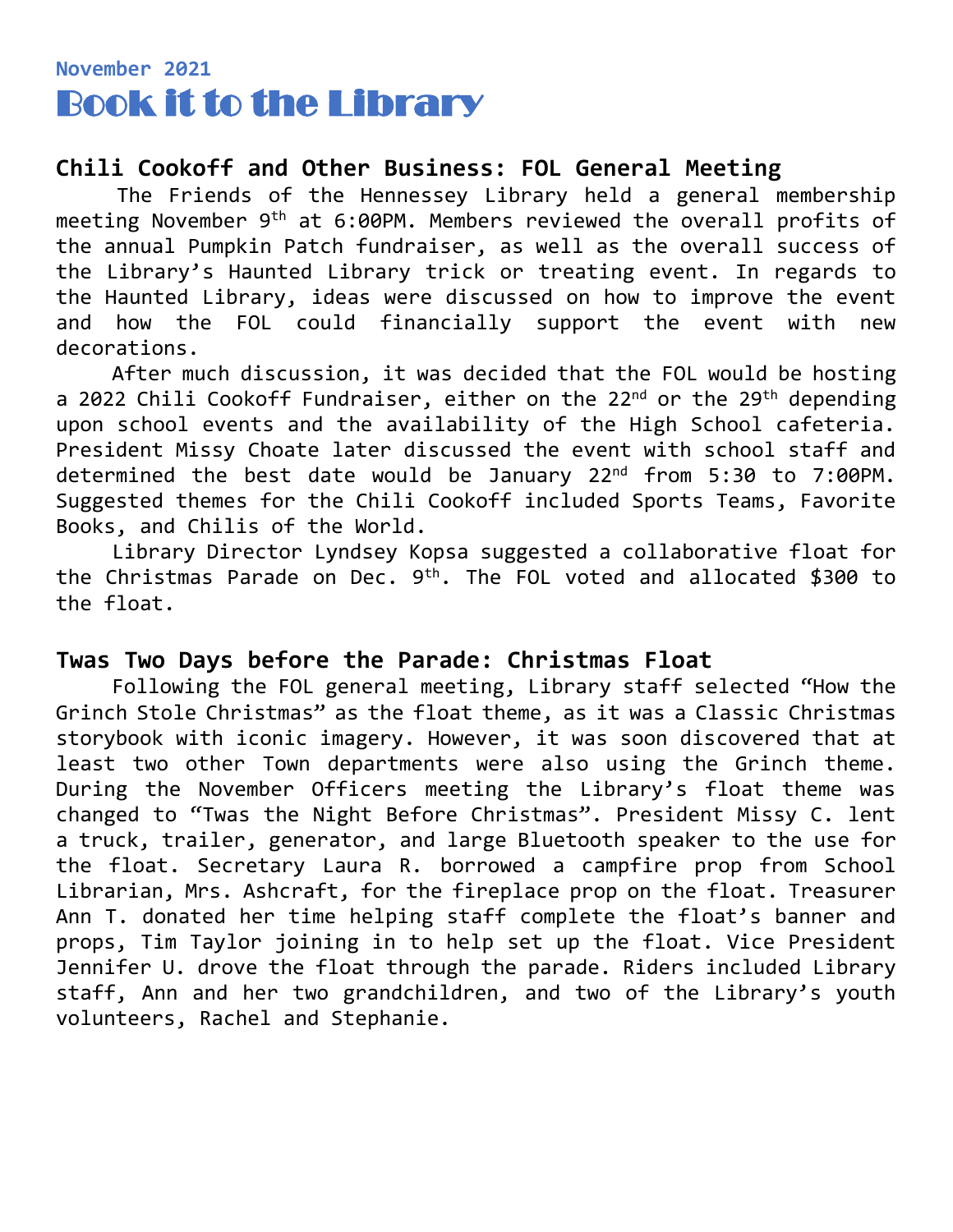**November 2021**

# Book it to the Library

## Chili Cookoff and Other Business: FOL General Meeting

The Friends of the Hennessey Library held a general membership meeting November 9th at 6:00PM. Members reviewed the overall profits of the annual Pumpkin Patch fundraiser, as well as the overall success of the Library's Haunted Library trick or treating event. In regards to the Haunted Library, ideas were discussed on how to improve the event and how the FOL could financially support the event with new decorations.

After much discussion, it was decided that the FOL would be hosting a 2022 Chili Cookoff Fundraiser, either on the 22nd or the 29th depending upon school events and the availability of the High School cafeteria. President Missy Choate later discussed the event with school staff and determined the best date would be January 22nd from 5:30 to 7:00PM. Suggested themes for the Chili Cookoff included Sports Teams, Favorite Books, and Chilis of the World.

Library Director Lyndsey Kopsa suggested a collaborative float for the Christmas Parade on Dec. 9th. The FOL voted and allocated $300 to the float.

## Twas Two Days before the Parade: Christmas Float

Following the FOL general meeting, Library staff selected "How the Grinch Stole Christmas" as the float theme, as it was a Classic Christmas storybook with iconic imagery. However, it was soon discovered that at least two other Town departments were also using the Grinch theme. During the November Officers meeting the Library's float theme was changed to "Twas the Night Before Christmas". President Missy C. lent a truck, trailer, generator, and large Bluetooth speaker to the use for the float. Secretary Laura R. borrowed a campfire prop from School Librarian, Mrs. Ashcraft, for the fireplace prop on the float. Treasurer Ann T. donated her time helping staff complete the float's banner and props, Tim Taylor joining in to help set up the float. Vice President Jennifer U. drove the float through the parade. Riders included Library staff, Ann and her two grandchildren, and two of the Library's youth volunteers, Rachel and Stephanie.